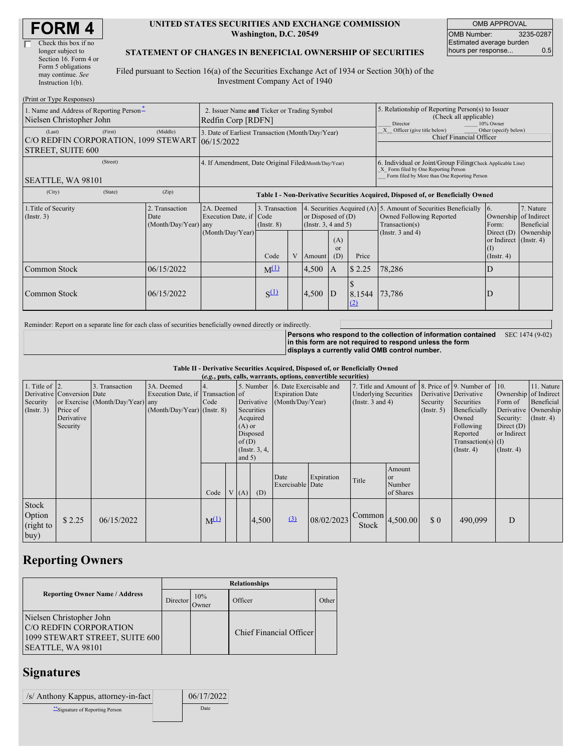# FORM 4

☐ Check this box if no longer subject to Section 16. Form 4 or Form 5 obligations may continue. *See* Instruction 1(b).

**UNITED STATES SECURITIES AND EXCHANGE COMMISSION**
**Washington, D.C. 20549**

**STATEMENT OF CHANGES IN BENEFICIAL OWNERSHIP OF SECURITIES**

Filed pursuant to Section 16(a) of the Securities Exchange Act of 1934 or Section 30(h) of the Investment Company Act of 1940

| OMB APPROVAL | |
|---|---|
| OMB Number: | 3235-0287 |
| Estimated average burden hours per response... | 0.5 |

(Print or Type Responses)

| 1. Name and Address of Reporting Person* | 2. Issuer Name and Ticker or Trading Symbol | 5. Relationship of Reporting Person(s) to Issuer (Check all applicable) |
|---|---|---|
| Nielsen Christopher John | Redfin Corp [RDFN] | ___ Director ___ 10% Owner |
| (Last) (First) (Middle) C/O REDFIN CORPORATION, 1099 STEWART STREET, SUITE 600 | 3. Date of Earliest Transaction (Month/Day/Year) 06/15/2022 | _X_ Officer (give title below) ___ Other (specify below) Chief Financial Officer |
| (Street) SEATTLE, WA 98101 | 4. If Amendment, Date Original Filed (Month/Day/Year) | 6. Individual or Joint/Group Filing (Check Applicable Line) _X_ Form filed by One Reporting Person ___ Form filed by More than One Reporting Person |
| (City) (State) (Zip) | | |

**Table I - Non-Derivative Securities Acquired, Disposed of, or Beneficially Owned**

| 1.Title of Security (Instr. 3) | 2. Transaction Date (Month/Day/Year) | 2A. Deemed Execution Date, if any (Month/Day/Year) | 3. Transaction Code (Instr. 8) Code | V | 4. Securities Acquired (A) or Disposed of (D) (Instr. 3, 4 and 5) Amount | (A) or (D) | Price | 5. Amount of Securities Beneficially Owned Following Reported Transaction(s) (Instr. 3 and 4) | 6. Ownership Form: Direct (D) or Indirect (I) (Instr. 4) | 7. Nature of Indirect Beneficial Ownership (Instr. 4) |
|---|---|---|---|---|---|---|---|---|---|---|
| Common Stock | 06/15/2022 | | M[(1)] | | 4,500 | A | $ 2.25 | 78,286 | D | |
| Common Stock | 06/15/2022 | | S[(1)] | | 4,500 | D | $ 8.1544 [(2)] | 73,786 | D | |

Reminder: Report on a separate line for each class of securities beneficially owned directly or indirectly.

**Persons who respond to the collection of information contained in this form are not required to respond unless the form displays a currently valid OMB control number.** SEC 1474 (9-02)

**Table II - Derivative Securities Acquired, Disposed of, or Beneficially Owned**
**(*e.g.*, puts, calls, warrants, options, convertible securities)**

| 1. Title of Derivative Security (Instr. 3) | 2. Conversion or Exercise Price of Derivative Security | 3. Transaction Date (Month/Day/Year) | 3A. Deemed Execution Date, if any (Month/Day/Year) | 4. Transaction Code (Instr. 8) Code | V | 5. Number of Derivative Securities Acquired (A) or Disposed of (D) (Instr. 3, 4, and 5) (A) | (D) | 6. Date Exercisable and Expiration Date (Month/Day/Year) Date Exercisable | Expiration Date | 7. Title and Amount of Underlying Securities (Instr. 3 and 4) Title | Amount or Number of Shares | 8. Price of Derivative Security (Instr. 5) | 9. Number of Derivative Securities Beneficially Owned Following Reported Transaction(s) (Instr. 4) | 10. Ownership Form of Derivative Security: Direct (D) or Indirect (I) (Instr. 4) | 11. Nature of Indirect Beneficial Ownership (Instr. 4) |
|---|---|---|---|---|---|---|---|---|---|---|---|---|---|---|---|
| Stock Option (right to buy) | $ 2.25 | 06/15/2022 | | M[(1)] | | | 4,500 | [(3)] | 08/02/2023 | Common Stock | 4,500.00 | $ 0 | 490,099 | D | |

## Reporting Owners

| Reporting Owner Name / Address | Director | 10% Owner | Officer | Other |
|---|---|---|---|---|
| Nielsen Christopher John C/O REDFIN CORPORATION 1099 STEWART STREET, SUITE 600 SEATTLE, WA 98101 | | | Chief Financial Officer | |

## Signatures

| /s/ Anthony Kappus, attorney-in-fact | 06/17/2022 |
|---|---|
| **Signature of Reporting Person | Date |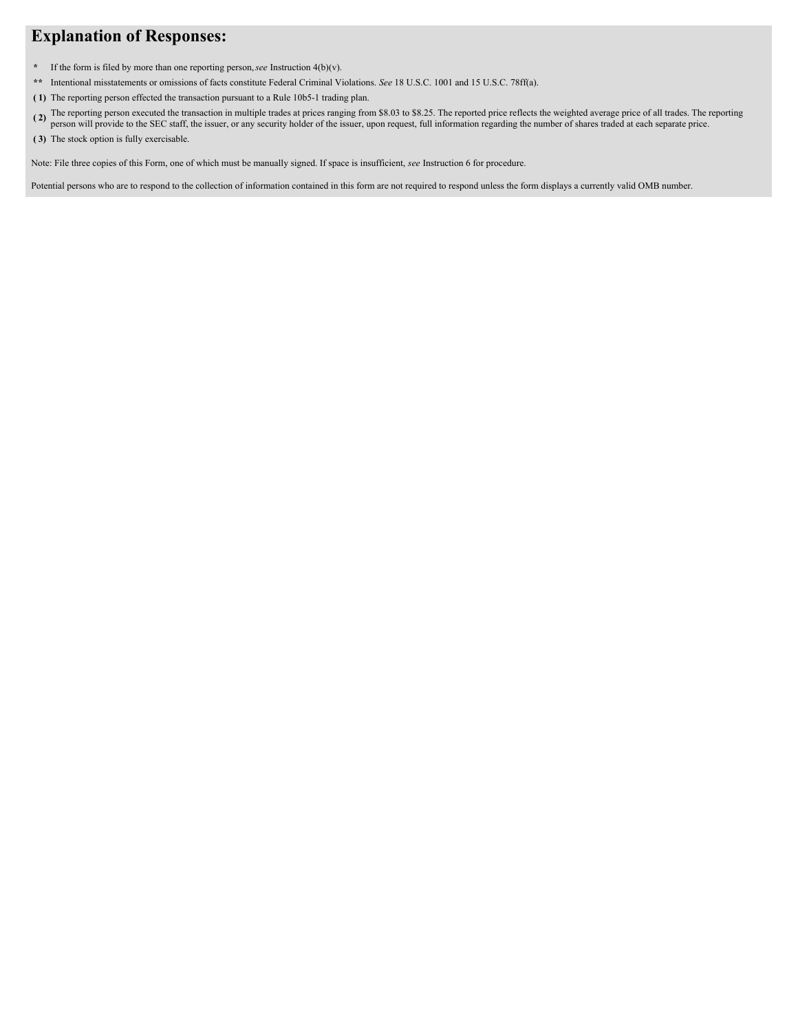## Explanation of Responses:

\* If the form is filed by more than one reporting person, *see* Instruction 4(b)(v).

\*\* Intentional misstatements or omissions of facts constitute Federal Criminal Violations. *See* 18 U.S.C. 1001 and 15 U.S.C. 78ff(a).

**( 1)** The reporting person effected the transaction pursuant to a Rule 10b5-1 trading plan.

**( 2)** The reporting person executed the transaction in multiple trades at prices ranging from $8.03 to $8.25. The reported price reflects the weighted average price of all trades. The reporting person will provide to the SEC staff, the issuer, or any security holder of the issuer, upon request, full information regarding the number of shares traded at each separate price.

**( 3)** The stock option is fully exercisable.

Note: File three copies of this Form, one of which must be manually signed. If space is insufficient, *see* Instruction 6 for procedure.

Potential persons who are to respond to the collection of information contained in this form are not required to respond unless the form displays a currently valid OMB number.